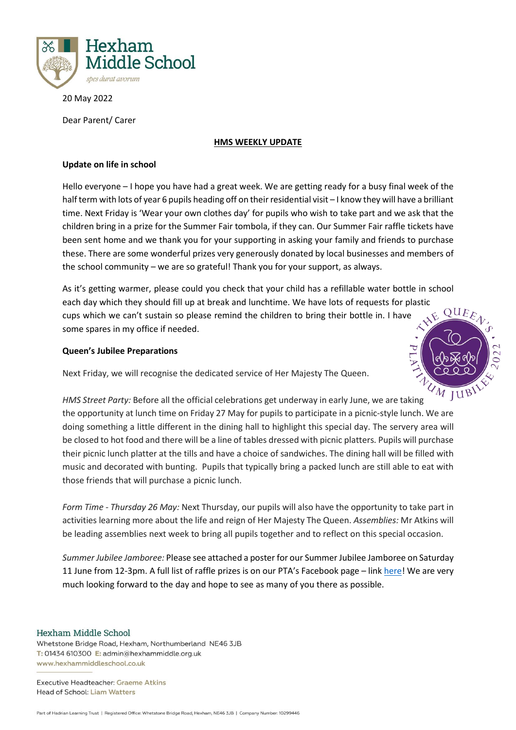20 May 2022

Dear Parent/ Carer

## HMS WEEKLY UPDATE

**Update on life in school**

Hello everyone – I hope you have had a great week. We are getting ready for a busy final week of the half term with lots of year 6 pupils heading off on their residential visit – I know they will have a brilliant time. Next Friday is 'Wear your own clothes day' for pupils who wish to take part and we ask that the children bring in a prize for the Summer Fair tombola, if they can. Our Summer Fair raffle tickets have been sent home and we thank you for your supporting in asking your family and friends to purchase these. There are some wonderful prizes very generously donated by local businesses and members of the school community – we are so grateful! Thank you for your support, as always.

As it's getting warmer, please could you check that your child has a refillable water bottle in school each day which they should fill up at break and lunchtime. We have lots of requests for plastic cups which we can't sustain so please remind the children to bring their bottle in. I have some spares in my office if needed.

**Queen's Jubilee Preparations**

Next Friday, we will recognise the dedicated service of Her Majesty The Queen.

*HMS Street Party:* Before all the official celebrations get underway in early June, we are taking the opportunity at lunch time on Friday 27 May for pupils to participate in a picnic-style lunch. We are doing something a little different in the dining hall to highlight this special day. The servery area will be closed to hot food and there will be a line of tables dressed with picnic platters. Pupils will purchase their picnic lunch platter at the tills and have a choice of sandwiches. The dining hall will be filled with music and decorated with bunting. Pupils that typically bring a packed lunch are still able to eat with those friends that will purchase a picnic lunch.

*Form Time - Thursday 26 May:* Next Thursday, our pupils will also have the opportunity to take part in activities learning more about the life and reign of Her Majesty The Queen. *Assemblies:* Mr Atkins will be leading assemblies next week to bring all pupils together and to reflect on this special occasion.

*Summer Jubilee Jamboree:* Please see attached a poster for our Summer Jubilee Jamboree on Saturday 11 June from 12-3pm. A full list of raffle prizes is on our PTA's Facebook page – link here! We are very much looking forward to the day and hope to see as many of you there as possible.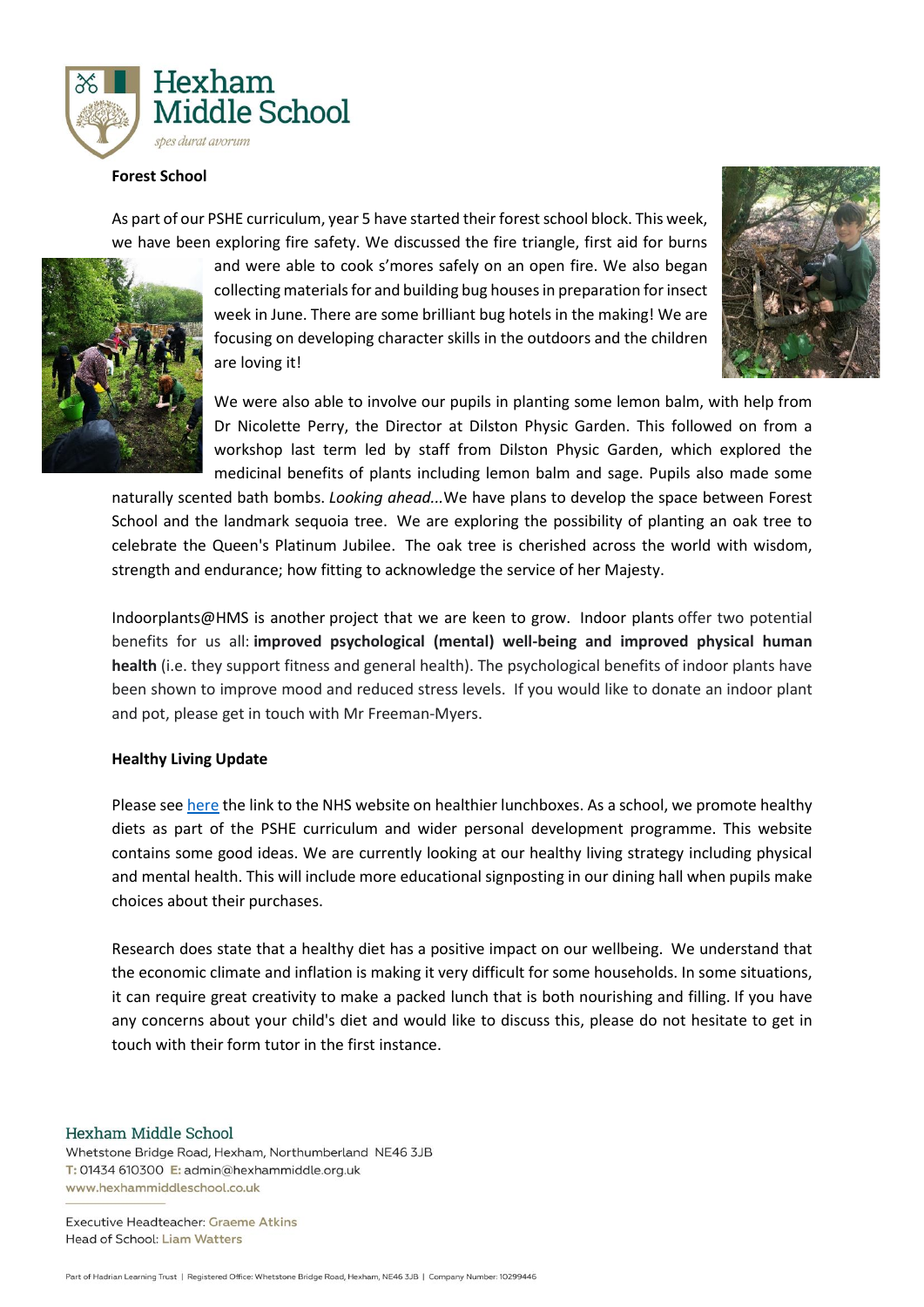## Forest School

As part of our PSHE curriculum, year 5 have started their forest school block. This week, we have been exploring fire safety. We discussed the fire triangle, first aid for burns and were able to cook s'mores safely on an open fire. We also began collecting materials for and building bug houses in preparation for insect week in June. There are some brilliant bug hotels in the making! We are focusing on developing character skills in the outdoors and the children are loving it!

We were also able to involve our pupils in planting some lemon balm, with help from Dr Nicolette Perry, the Director at Dilston Physic Garden. This followed on from a workshop last term led by staff from Dilston Physic Garden, which explored the medicinal benefits of plants including lemon balm and sage. Pupils also made some naturally scented bath bombs. *Looking ahead...*We have plans to develop the space between Forest School and the landmark sequoia tree. We are exploring the possibility of planting an oak tree to celebrate the Queen's Platinum Jubilee. The oak tree is cherished across the world with wisdom, strength and endurance; how fitting to acknowledge the service of her Majesty.

Indoorplants@HMS is another project that we are keen to grow. Indoor plants offer two potential benefits for us all: **improved psychological (mental) well-being and improved physical human health** (i.e. they support fitness and general health). The psychological benefits of indoor plants have been shown to improve mood and reduced stress levels. If you would like to donate an indoor plant and pot, please get in touch with Mr Freeman-Myers.

## Healthy Living Update

Please see here the link to the NHS website on healthier lunchboxes. As a school, we promote healthy diets as part of the PSHE curriculum and wider personal development programme. This website contains some good ideas. We are currently looking at our healthy living strategy including physical and mental health. This will include more educational signposting in our dining hall when pupils make choices about their purchases.

Research does state that a healthy diet has a positive impact on our wellbeing. We understand that the economic climate and inflation is making it very difficult for some households. In some situations, it can require great creativity to make a packed lunch that is both nourishing and filling. If you have any concerns about your child's diet and would like to discuss this, please do not hesitate to get in touch with their form tutor in the first instance.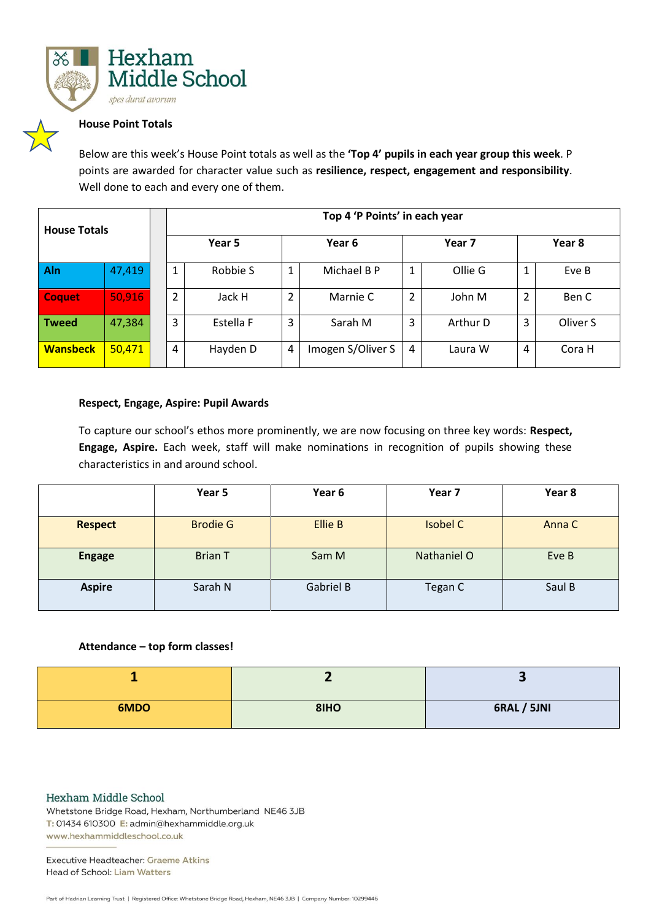Hexham Middle School

*spes durat avorum*

## House Point Totals

Below are this week's House Point totals as well as the **'Top 4' pupils in each year group this week**. P points are awarded for character value such as **resilience, respect, engagement and responsibility**. Well done to each and every one of them.

| House Totals | | | Top 4 'P Points' in each year | | | | | | | |
|---|---|---|---|---|---|---|---|---|---|---|
| | | | Year 5 | | Year 6 | | Year 7 | | Year 8 | |
| **Aln** | 47,419 | 1 | Robbie S | 1 | Michael B P | 1 | Ollie G | 1 | Eve B |
| **Coquet** | 50,916 | 2 | Jack H | 2 | Marnie C | 2 | John M | 2 | Ben C |
| **Tweed** | 47,384 | 3 | Estella F | 3 | Sarah M | 3 | Arthur D | 3 | Oliver S |
| **Wansbeck** | 50,471 | 4 | Hayden D | 4 | Imogen S/Oliver S | 4 | Laura W | 4 | Cora H |

## Respect, Engage, Aspire: Pupil Awards

To capture our school's ethos more prominently, we are now focusing on three key words: **Respect, Engage, Aspire.** Each week, staff will make nominations in recognition of pupils showing these characteristics in and around school.

| | Year 5 | Year 6 | Year 7 | Year 8 |
|---|---|---|---|---|
| **Respect** | Brodie G | Ellie B | Isobel C | Anna C |
| **Engage** | Brian T | Sam M | Nathaniel O | Eve B |
| **Aspire** | Sarah N | Gabriel B | Tegan C | Saul B |

## Attendance – top form classes!

| 1 | 2 | 3 |
|---|---|---|
| **6MDO** | **8IHO** | **6RAL / 5JNI** |

Hexham Middle School
Whetstone Bridge Road, Hexham, Northumberland NE46 3JB
T: 01434 610300 E: admin@hexhammiddle.org.uk
www.hexhammiddleschool.co.uk

Executive Headteacher: Graeme Atkins
Head of School: Liam Watters

Part of Hadrian Learning Trust | Registered Office: Whetstone Bridge Road, Hexham, NE46 3JB | Company Number: 10299446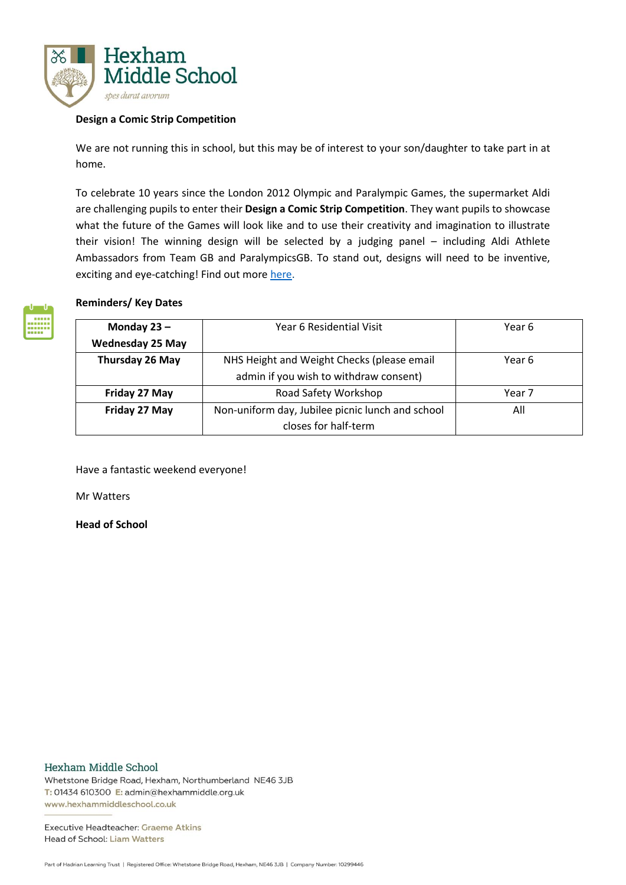**Design a Comic Strip Competition**

We are not running this in school, but this may be of interest to your son/daughter to take part in at home.

To celebrate 10 years since the London 2012 Olympic and Paralympic Games, the supermarket Aldi are challenging pupils to enter their **Design a Comic Strip Competition**. They want pupils to showcase what the future of the Games will look like and to use their creativity and imagination to illustrate their vision! The winning design will be selected by a judging panel – including Aldi Athlete Ambassadors from Team GB and ParalympicsGB. To stand out, designs will need to be inventive, exciting and eye-catching! Find out more here.

**Reminders/ Key Dates**

| | | |
|---|---|---|
| **Monday 23 – Wednesday 25 May** | Year 6 Residential Visit | Year 6 |
| **Thursday 26 May** | NHS Height and Weight Checks (please email admin if you wish to withdraw consent) | Year 6 |
| **Friday 27 May** | Road Safety Workshop | Year 7 |
| **Friday 27 May** | Non-uniform day, Jubilee picnic lunch and school closes for half-term | All |

Have a fantastic weekend everyone!

Mr Watters

**Head of School**

Hexham Middle School
Whetstone Bridge Road, Hexham, Northumberland NE46 3JB
T: 01434 610300 E: admin@hexhammiddle.org.uk
www.hexhammiddleschool.co.uk

Executive Headteacher: Graeme Atkins
Head of School: Liam Watters

Part of Hadrian Learning Trust | Registered Office: Whetstone Bridge Road, Hexham, NE46 3JB | Company Number: 10299446